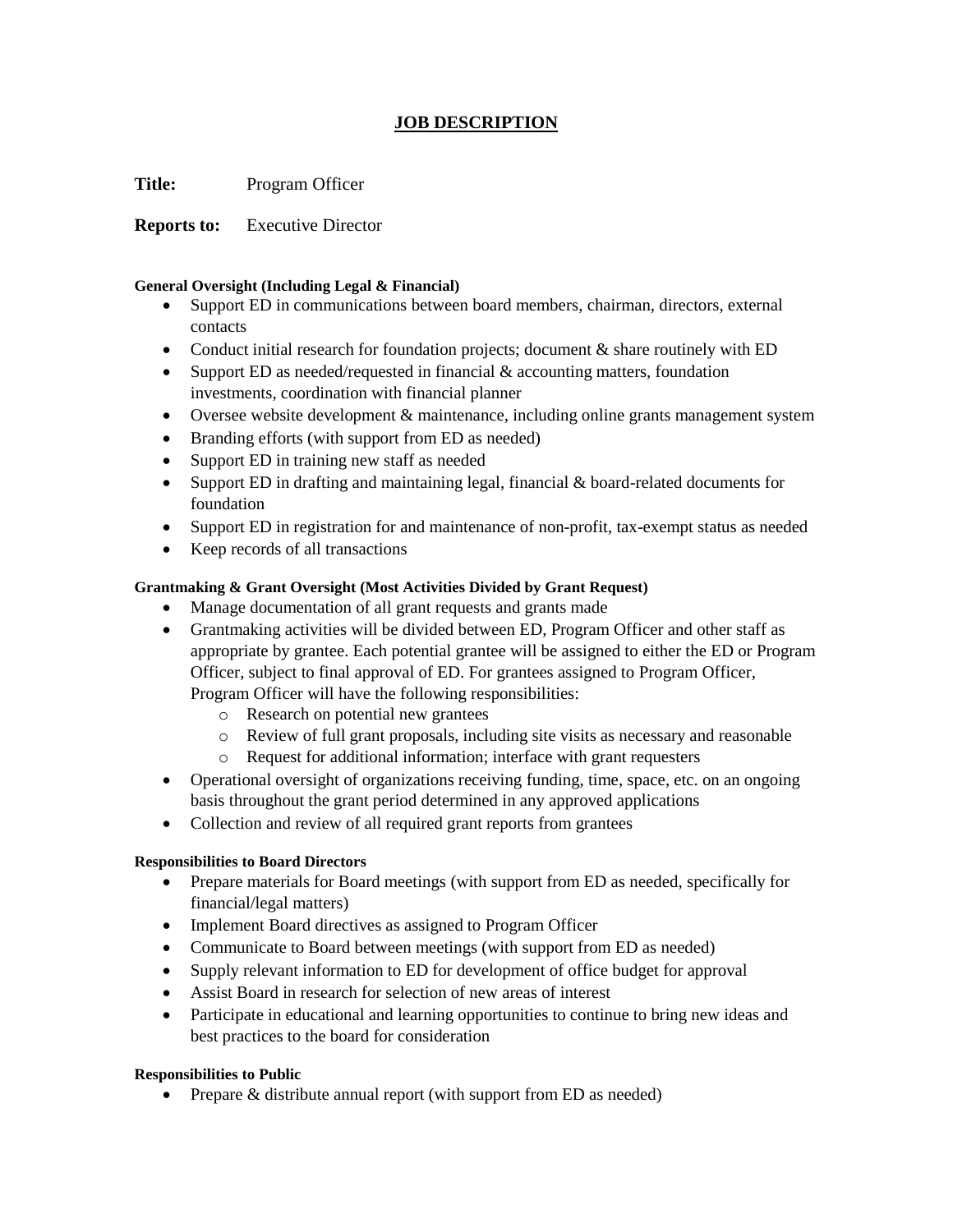# JOB DESCRIPTION

**Title:** Program Officer

**Reports to:** Executive Director

#### General Oversight (Including Legal & Financial)

- Support ED in communications between board members, chairman, directors, external contacts
- Conduct initial research for foundation projects; document & share routinely with ED
- Support ED as needed/requested in financial & accounting matters, foundation investments, coordination with financial planner
- Oversee website development & maintenance, including online grants management system
- Branding efforts (with support from ED as needed)
- Support ED in training new staff as needed
- Support ED in drafting and maintaining legal, financial & board-related documents for foundation
- Support ED in registration for and maintenance of non-profit, tax-exempt status as needed
- Keep records of all transactions

#### Grantmaking & Grant Oversight (Most Activities Divided by Grant Request)

- Manage documentation of all grant requests and grants made
- Grantmaking activities will be divided between ED, Program Officer and other staff as appropriate by grantee. Each potential grantee will be assigned to either the ED or Program Officer, subject to final approval of ED. For grantees assigned to Program Officer, Program Officer will have the following responsibilities:
  - Research on potential new grantees
  - Review of full grant proposals, including site visits as necessary and reasonable
  - Request for additional information; interface with grant requesters
- Operational oversight of organizations receiving funding, time, space, etc. on an ongoing basis throughout the grant period determined in any approved applications
- Collection and review of all required grant reports from grantees

#### Responsibilities to Board Directors

- Prepare materials for Board meetings (with support from ED as needed, specifically for financial/legal matters)
- Implement Board directives as assigned to Program Officer
- Communicate to Board between meetings (with support from ED as needed)
- Supply relevant information to ED for development of office budget for approval
- Assist Board in research for selection of new areas of interest
- Participate in educational and learning opportunities to continue to bring new ideas and best practices to the board for consideration

#### Responsibilities to Public

- Prepare & distribute annual report (with support from ED as needed)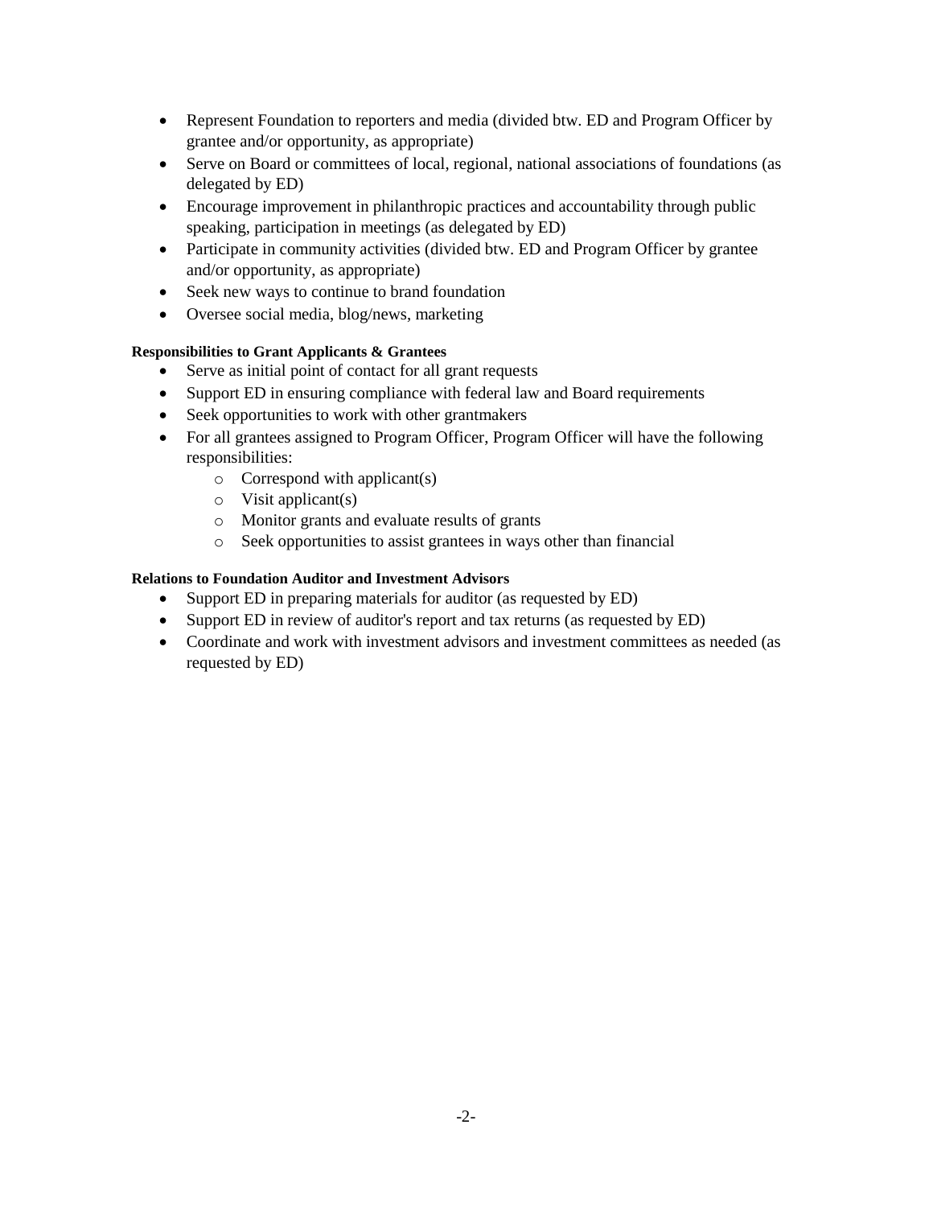- Represent Foundation to reporters and media (divided btw. ED and Program Officer by grantee and/or opportunity, as appropriate)
- Serve on Board or committees of local, regional, national associations of foundations (as delegated by ED)
- Encourage improvement in philanthropic practices and accountability through public speaking, participation in meetings (as delegated by ED)
- Participate in community activities (divided btw. ED and Program Officer by grantee and/or opportunity, as appropriate)
- Seek new ways to continue to brand foundation
- Oversee social media, blog/news, marketing

**Responsibilities to Grant Applicants & Grantees**

- Serve as initial point of contact for all grant requests
- Support ED in ensuring compliance with federal law and Board requirements
- Seek opportunities to work with other grantmakers
- For all grantees assigned to Program Officer, Program Officer will have the following responsibilities:
  - Correspond with applicant(s)
  - Visit applicant(s)
  - Monitor grants and evaluate results of grants
  - Seek opportunities to assist grantees in ways other than financial

**Relations to Foundation Auditor and Investment Advisors**

- Support ED in preparing materials for auditor (as requested by ED)
- Support ED in review of auditor's report and tax returns (as requested by ED)
- Coordinate and work with investment advisors and investment committees as needed (as requested by ED)